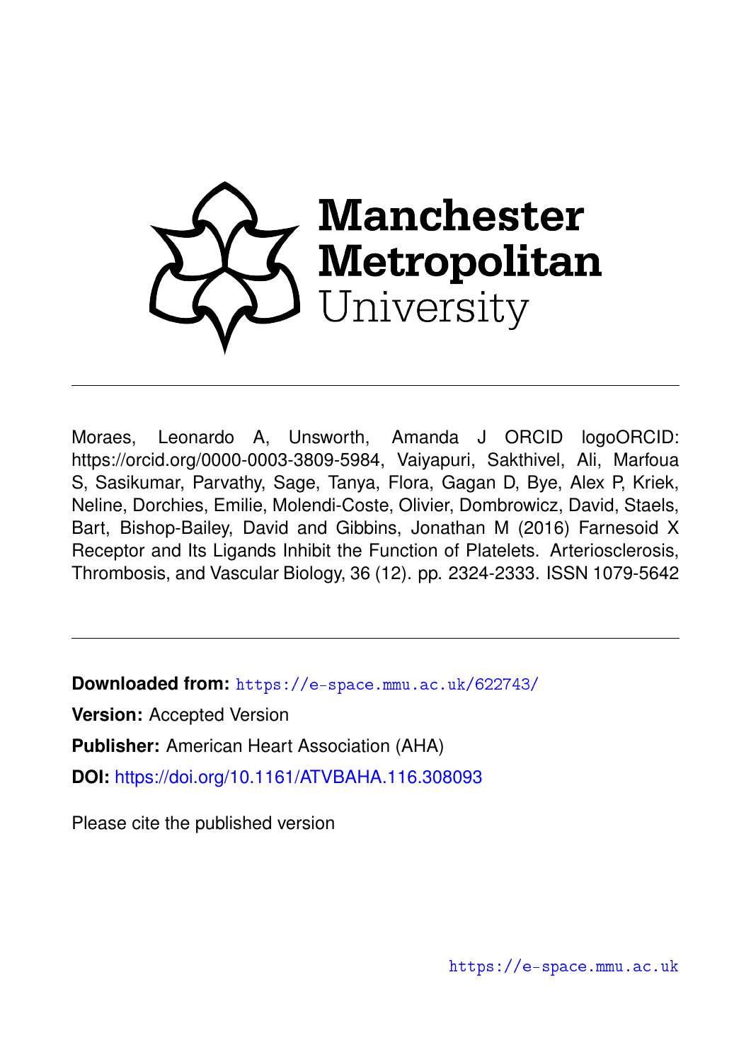Manchester Metropolitan University

---

Moraes, Leonardo A, Unsworth, Amanda J ORCID logoORCID: https://orcid.org/0000-0003-3809-5984, Vaiyapuri, Sakthivel, Ali, Marfoua S, Sasikumar, Parvathy, Sage, Tanya, Flora, Gagan D, Bye, Alex P, Kriek, Neline, Dorchies, Emilie, Molendi-Coste, Olivier, Dombrowicz, David, Staels, Bart, Bishop-Bailey, David and Gibbins, Jonathan M (2016) Farnesoid X Receptor and Its Ligands Inhibit the Function of Platelets. Arteriosclerosis, Thrombosis, and Vascular Biology, 36 (12). pp. 2324-2333. ISSN 1079-5642

---

**Downloaded from:** https://e-space.mmu.ac.uk/622743/

**Version:** Accepted Version

**Publisher:** American Heart Association (AHA)

**DOI:** https://doi.org/10.1161/ATVBAHA.116.308093

Please cite the published version

https://e-space.mmu.ac.uk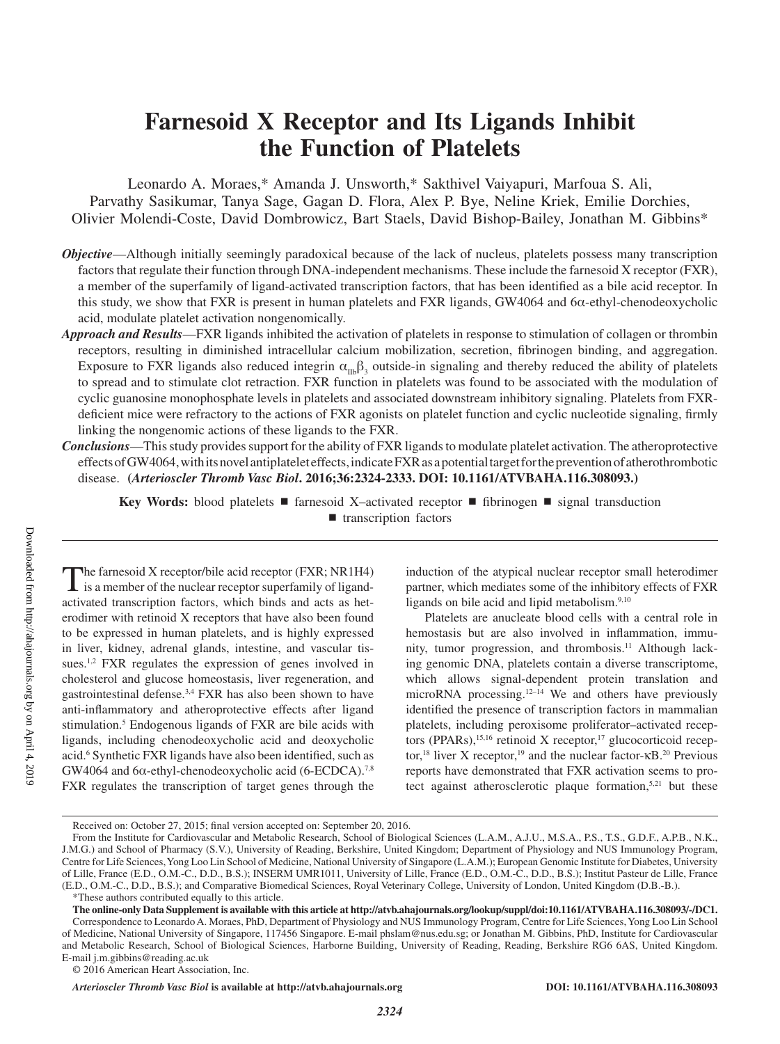# Farnesoid X Receptor and Its Ligands Inhibit the Function of Platelets

Leonardo A. Moraes,* Amanda J. Unsworth,* Sakthivel Vaiyapuri, Marfoua S. Ali, Parvathy Sasikumar, Tanya Sage, Gagan D. Flora, Alex P. Bye, Neline Kriek, Emilie Dorchies, Olivier Molendi-Coste, David Dombrowicz, Bart Staels, David Bishop-Bailey, Jonathan M. Gibbins*

***Objective***—Although initially seemingly paradoxical because of the lack of nucleus, platelets possess many transcription factors that regulate their function through DNA-independent mechanisms. These include the farnesoid X receptor (FXR), a member of the superfamily of ligand-activated transcription factors, that has been identified as a bile acid receptor. In this study, we show that FXR is present in human platelets and FXR ligands, GW4064 and 6α-ethyl-chenodeoxycholic acid, modulate platelet activation nongenomically.

***Approach and Results***—FXR ligands inhibited the activation of platelets in response to stimulation of collagen or thrombin receptors, resulting in diminished intracellular calcium mobilization, secretion, fibrinogen binding, and aggregation. Exposure to FXR ligands also reduced integrin $\alpha_{IIb}\beta_3$ outside-in signaling and thereby reduced the ability of platelets to spread and to stimulate clot retraction. FXR function in platelets was found to be associated with the modulation of cyclic guanosine monophosphate levels in platelets and associated downstream inhibitory signaling. Platelets from FXR-deficient mice were refractory to the actions of FXR agonists on platelet function and cyclic nucleotide signaling, firmly linking the nongenomic actions of these ligands to the FXR.

***Conclusions***—This study provides support for the ability of FXR ligands to modulate platelet activation. The atheroprotective effects of GW4064, with its novel antiplatelet effects, indicate FXR as a potential target for the prevention of atherothrombotic disease. **(*Arterioscler Thromb Vasc Biol*. 2016;36:2324-2333. DOI: 10.1161/ATVBAHA.116.308093.)**

**Key Words:** blood platelets ■ farnesoid X–activated receptor ■ fibrinogen ■ signal transduction ■ transcription factors

The farnesoid X receptor/bile acid receptor (FXR; NR1H4) is a member of the nuclear receptor superfamily of ligand-activated transcription factors, which binds and acts as heterodimer with retinoid X receptors that have also been found to be expressed in human platelets, and is highly expressed in liver, kidney, adrenal glands, intestine, and vascular tissues.[1,2] FXR regulates the expression of genes involved in cholesterol and glucose homeostasis, liver regeneration, and gastrointestinal defense.[3,4] FXR has also been shown to have anti-inflammatory and atheroprotective effects after ligand stimulation.[5] Endogenous ligands of FXR are bile acids with ligands, including chenodeoxycholic acid and deoxycholic acid.[6] Synthetic FXR ligands have also been identified, such as GW4064 and 6α-ethyl-chenodeoxycholic acid (6-ECDCA).[7,8] FXR regulates the transcription of target genes through the induction of the atypical nuclear receptor small heterodimer partner, which mediates some of the inhibitory effects of FXR ligands on bile acid and lipid metabolism.[9,10]

Platelets are anucleate blood cells with a central role in hemostasis but are also involved in inflammation, immunity, tumor progression, and thrombosis.[11] Although lacking genomic DNA, platelets contain a diverse transcriptome, which allows signal-dependent protein translation and microRNA processing.[12–14] We and others have previously identified the presence of transcription factors in mammalian platelets, including peroxisome proliferator–activated receptors (PPARs),[15,16] retinoid X receptor,[17] glucocorticoid receptor,[18] liver X receptor,[19] and the nuclear factor-κB.[20] Previous reports have demonstrated that FXR activation seems to protect against atherosclerotic plaque formation,[5,21] but these

Received on: October 27, 2015; final version accepted on: September 20, 2016.

From the Institute for Cardiovascular and Metabolic Research, School of Biological Sciences (L.A.M., A.J.U., M.S.A., P.S., T.S., G.D.F., A.P.B., N.K., J.M.G.) and School of Pharmacy (S.V.), University of Reading, Berkshire, United Kingdom; Department of Physiology and NUS Immunology Program, Centre for Life Sciences, Yong Loo Lin School of Medicine, National University of Singapore (L.A.M.); European Genomic Institute for Diabetes, University of Lille, France (E.D., O.M.-C., D.D., B.S.); INSERM UMR1011, University of Lille, France (E.D., O.M.-C., D.D., B.S.); Institut Pasteur de Lille, France (E.D., O.M.-C., D.D., B.S.); and Comparative Biomedical Sciences, Royal Veterinary College, University of London, United Kingdom (D.B.-B.).

*These authors contributed equally to this article.

**The online-only Data Supplement is available with this article at http://atvb.ahajournals.org/lookup/suppl/doi:10.1161/ATVBAHA.116.308093/-/DC1.**

Correspondence to Leonardo A. Moraes, PhD, Department of Physiology and NUS Immunology Program, Centre for Life Sciences, Yong Loo Lin School of Medicine, National University of Singapore, 117456 Singapore. E-mail phslam@nus.edu.sg; or Jonathan M. Gibbins, PhD, Institute for Cardiovascular and Metabolic Research, School of Biological Sciences, Harborne Building, University of Reading, Reading, Berkshire RG6 6AS, United Kingdom. E-mail j.m.gibbins@reading.ac.uk

© 2016 American Heart Association, Inc.

***Arterioscler Thromb Vasc Biol* is available at http://atvb.ahajournals.org** **DOI: 10.1161/ATVBAHA.116.308093**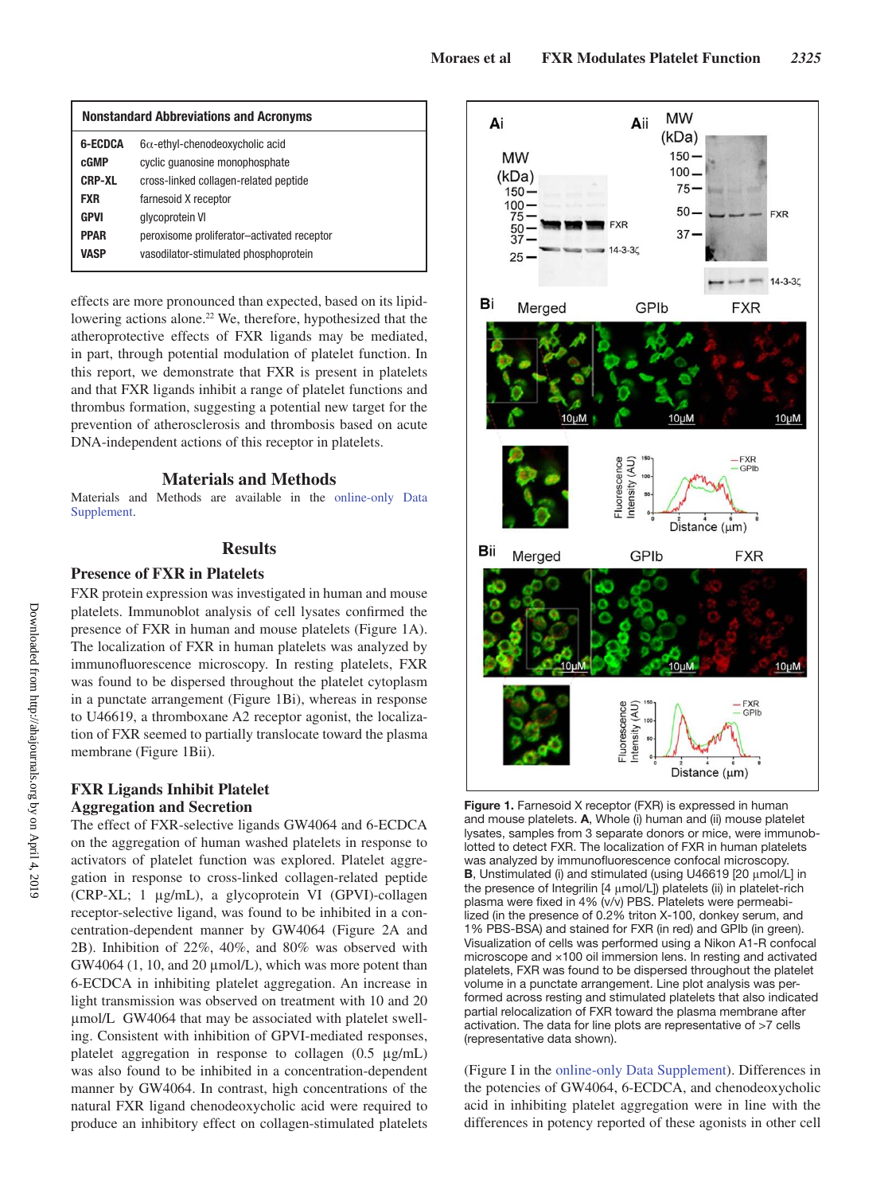| Nonstandard Abbreviations and Acronyms | |
|---|---|
| **6-ECDCA** | 6α-ethyl-chenodeoxycholic acid |
| **cGMP** | cyclic guanosine monophosphate |
| **CRP-XL** | cross-linked collagen-related peptide |
| **FXR** | farnesoid X receptor |
| **GPVI** | glycoprotein VI |
| **PPAR** | peroxisome proliferator–activated receptor |
| **VASP** | vasodilator-stimulated phosphoprotein |

effects are more pronounced than expected, based on its lipid-lowering actions alone.[22] We, therefore, hypothesized that the atheroprotective effects of FXR ligands may be mediated, in part, through potential modulation of platelet function. In this report, we demonstrate that FXR is present in platelets and that FXR ligands inhibit a range of platelet functions and thrombus formation, suggesting a potential new target for the prevention of atherosclerosis and thrombosis based on acute DNA-independent actions of this receptor in platelets.

## Materials and Methods

Materials and Methods are available in the online-only Data Supplement.

## Results

### Presence of FXR in Platelets

FXR protein expression was investigated in human and mouse platelets. Immunoblot analysis of cell lysates confirmed the presence of FXR in human and mouse platelets (Figure 1A). The localization of FXR in human platelets was analyzed by immunofluorescence microscopy. In resting platelets, FXR was found to be dispersed throughout the platelet cytoplasm in a punctate arrangement (Figure 1Bi), whereas in response to U46619, a thromboxane A2 receptor agonist, the localization of FXR seemed to partially translocate toward the plasma membrane (Figure 1Bii).

### FXR Ligands Inhibit Platelet Aggregation and Secretion

The effect of FXR-selective ligands GW4064 and 6-ECDCA on the aggregation of human washed platelets in response to activators of platelet function was explored. Platelet aggregation in response to cross-linked collagen-related peptide (CRP-XL; 1 μg/mL), a glycoprotein VI (GPVI)-collagen receptor-selective ligand, was found to be inhibited in a concentration-dependent manner by GW4064 (Figure 2A and 2B). Inhibition of 22%, 40%, and 80% was observed with GW4064 (1, 10, and 20 μmol/L), which was more potent than 6-ECDCA in inhibiting platelet aggregation. An increase in light transmission was observed on treatment with 10 and 20 μmol/L GW4064 that may be associated with platelet swelling. Consistent with inhibition of GPVI-mediated responses, platelet aggregation in response to collagen (0.5 μg/mL) was also found to be inhibited in a concentration-dependent manner by GW4064. In contrast, high concentrations of the natural FXR ligand chenodeoxycholic acid were required to produce an inhibitory effect on collagen-stimulated platelets

**Figure 1.** Farnesoid X receptor (FXR) is expressed in human and mouse platelets. **A**, Whole (i) human and (ii) mouse platelet lysates, samples from 3 separate donors or mice, were immunoblotted to detect FXR. The localization of FXR in human platelets was analyzed by immunofluorescence confocal microscopy. **B**, Unstimulated (i) and stimulated (using U46619 [20 μmol/L] in the presence of Integrilin [4 μmol/L]) platelets (ii) in platelet-rich plasma were fixed in 4% (v/v) PBS. Platelets were permeabilized (in the presence of 0.2% triton X-100, donkey serum, and 1% PBS-BSA) and stained for FXR (in red) and GPIb (in green). Visualization of cells was performed using a Nikon A1-R confocal microscope and ×100 oil immersion lens. In resting and activated platelets, FXR was found to be dispersed throughout the platelet volume in a punctate arrangement. Line plot analysis was performed across resting and stimulated platelets that also indicated partial relocalization of FXR toward the plasma membrane after activation. The data for line plots are representative of >7 cells (representative data shown).

(Figure I in the online-only Data Supplement). Differences in the potencies of GW4064, 6-ECDCA, and chenodeoxycholic acid in inhibiting platelet aggregation were in line with the differences in potency reported of these agonists in other cell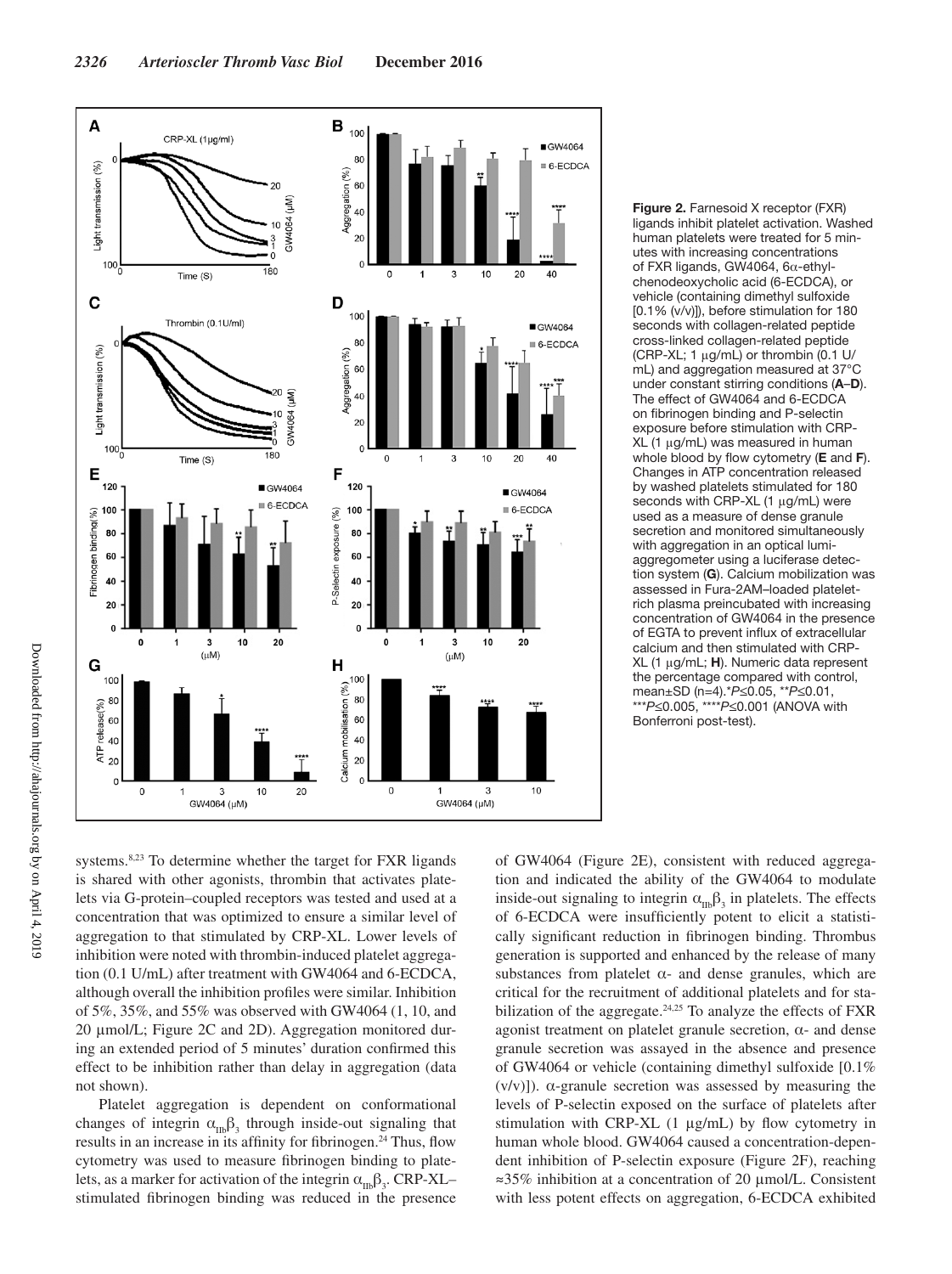**Figure 2.** Farnesoid X receptor (FXR) ligands inhibit platelet activation. Washed human platelets were treated for 5 minutes with increasing concentrations of FXR ligands, GW4064, 6α-ethyl-chenodeoxycholic acid (6-ECDCA), or vehicle (containing dimethyl sulfoxide [0.1% (v/v)]), before stimulation for 180 seconds with collagen-related peptide cross-linked collagen-related peptide (CRP-XL; 1 μg/mL) or thrombin (0.1 U/mL) and aggregation measured at 37°C under constant stirring conditions (**A**–**D**). The effect of GW4064 and 6-ECDCA on fibrinogen binding and P-selectin exposure before stimulation with CRP-XL (1 μg/mL) was measured in human whole blood by flow cytometry (**E** and **F**). Changes in ATP concentration released by washed platelets stimulated for 180 seconds with CRP-XL (1 μg/mL) were used as a measure of dense granule secretion and monitored simultaneously with aggregation in an optical lumi-aggregometer using a luciferase detection system (**G**). Calcium mobilization was assessed in Fura-2AM–loaded platelet-rich plasma preincubated with increasing concentration of GW4064 in the presence of EGTA to prevent influx of extracellular calcium and then stimulated with CRP-XL (1 μg/mL; **H**). Numeric data represent the percentage compared with control, mean±SD (n=4).*P≤0.05, **P≤0.01, ***P≤0.005, ****P≤0.001 (ANOVA with Bonferroni post-test).

systems.[8,23] To determine whether the target for FXR ligands is shared with other agonists, thrombin that activates platelets via G-protein–coupled receptors was tested and used at a concentration that was optimized to ensure a similar level of aggregation to that stimulated by CRP-XL. Lower levels of inhibition were noted with thrombin-induced platelet aggregation (0.1 U/mL) after treatment with GW4064 and 6-ECDCA, although overall the inhibition profiles were similar. Inhibition of 5%, 35%, and 55% was observed with GW4064 (1, 10, and 20 μmol/L; Figure 2C and 2D). Aggregation monitored during an extended period of 5 minutes' duration confirmed this effect to be inhibition rather than delay in aggregation (data not shown).

Platelet aggregation is dependent on conformational changes of integrin $\alpha_{IIb}\beta_3$ through inside-out signaling that results in an increase in its affinity for fibrinogen.[24] Thus, flow cytometry was used to measure fibrinogen binding to platelets, as a marker for activation of the integrin $\alpha_{IIb}\beta_3$. CRP-XL–stimulated fibrinogen binding was reduced in the presence of GW4064 (Figure 2E), consistent with reduced aggregation and indicated the ability of the GW4064 to modulate inside-out signaling to integrin $\alpha_{IIb}\beta_3$ in platelets. The effects of 6-ECDCA were insufficiently potent to elicit a statistically significant reduction in fibrinogen binding. Thrombus generation is supported and enhanced by the release of many substances from platelet α- and dense granules, which are critical for the recruitment of additional platelets and for stabilization of the aggregate.[24,25] To analyze the effects of FXR agonist treatment on platelet granule secretion, α- and dense granule secretion was assayed in the absence and presence of GW4064 or vehicle (containing dimethyl sulfoxide [0.1% (v/v)]). α-granule secretion was assessed by measuring the levels of P-selectin exposed on the surface of platelets after stimulation with CRP-XL (1 μg/mL) by flow cytometry in human whole blood. GW4064 caused a concentration-dependent inhibition of P-selectin exposure (Figure 2F), reaching ≈35% inhibition at a concentration of 20 μmol/L. Consistent with less potent effects on aggregation, 6-ECDCA exhibited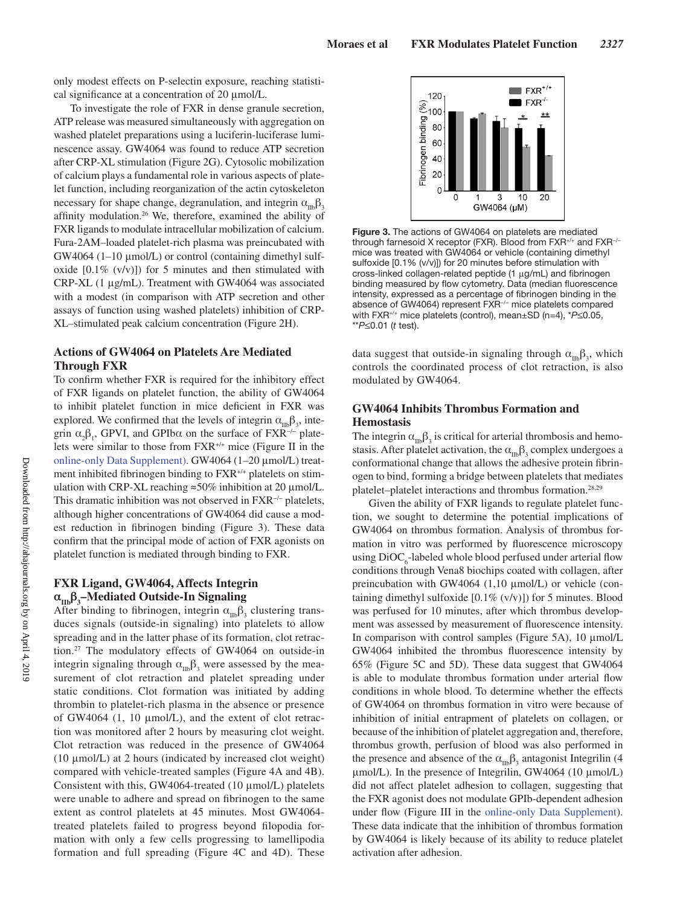only modest effects on P-selectin exposure, reaching statistical significance at a concentration of 20 μmol/L.

To investigate the role of FXR in dense granule secretion, ATP release was measured simultaneously with aggregation on washed platelet preparations using a luciferin-luciferase luminescence assay. GW4064 was found to reduce ATP secretion after CRP-XL stimulation (Figure 2G). Cytosolic mobilization of calcium plays a fundamental role in various aspects of platelet function, including reorganization of the actin cytoskeleton necessary for shape change, degranulation, and integrin $\alpha_{IIb}\beta_3$ affinity modulation.[26] We, therefore, examined the ability of FXR ligands to modulate intracellular mobilization of calcium. Fura-2AM–loaded platelet-rich plasma was preincubated with GW4064 (1–10 μmol/L) or control (containing dimethyl sulfoxide [0.1% (v/v)]) for 5 minutes and then stimulated with CRP-XL (1 μg/mL). Treatment with GW4064 was associated with a modest (in comparison with ATP secretion and other assays of function using washed platelets) inhibition of CRP-XL–stimulated peak calcium concentration (Figure 2H).

## Actions of GW4064 on Platelets Are Mediated Through FXR

To confirm whether FXR is required for the inhibitory effect of FXR ligands on platelet function, the ability of GW4064 to inhibit platelet function in mice deficient in FXR was explored. We confirmed that the levels of integrin $\alpha_{IIb}\beta_3$, integrin $\alpha_2\beta_1$, GPVI, and GPIbα on the surface of $FXR^{-/-}$ platelets were similar to those from $FXR^{+/+}$ mice (Figure II in the online-only Data Supplement). GW4064 (1–20 μmol/L) treatment inhibited fibrinogen binding to $FXR^{+/+}$ platelets on stimulation with CRP-XL reaching ≈50% inhibition at 20 μmol/L. This dramatic inhibition was not observed in $FXR^{-/-}$ platelets, although higher concentrations of GW4064 did cause a modest reduction in fibrinogen binding (Figure 3). These data confirm that the principal mode of action of FXR agonists on platelet function is mediated through binding to FXR.

## FXR Ligand, GW4064, Affects Integrin $\alpha_{IIb}\beta_3$–Mediated Outside-In Signaling

After binding to fibrinogen, integrin $\alpha_{IIb}\beta_3$ clustering transduces signals (outside-in signaling) into platelets to allow spreading and in the latter phase of its formation, clot retraction.[27] The modulatory effects of GW4064 on outside-in integrin signaling through $\alpha_{IIb}\beta_3$ were assessed by the measurement of clot retraction and platelet spreading under static conditions. Clot formation was initiated by adding thrombin to platelet-rich plasma in the absence or presence of GW4064 (1, 10 μmol/L), and the extent of clot retraction was monitored after 2 hours by measuring clot weight. Clot retraction was reduced in the presence of GW4064 (10 μmol/L) at 2 hours (indicated by increased clot weight) compared with vehicle-treated samples (Figure 4A and 4B). Consistent with this, GW4064-treated (10 μmol/L) platelets were unable to adhere and spread on fibrinogen to the same extent as control platelets at 45 minutes. Most GW4064-treated platelets failed to progress beyond filopodia formation with only a few cells progressing to lamellipodia formation and full spreading (Figure 4C and 4D). These data suggest that outside-in signaling through $\alpha_{IIb}\beta_3$, which controls the coordinated process of clot retraction, is also modulated by GW4064.

**Figure 3.** The actions of GW4064 on platelets are mediated through farnesoid X receptor (FXR). Blood from $FXR^{+/+}$ and $FXR^{-/-}$ mice was treated with GW4064 or vehicle (containing dimethyl sulfoxide [0.1% (v/v)]) for 20 minutes before stimulation with cross-linked collagen-related peptide (1 μg/mL) and fibrinogen binding measured by flow cytometry. Data (median fluorescence intensity, expressed as a percentage of fibrinogen binding in the absence of GW4064) represent $FXR^{-/-}$ mice platelets compared with $FXR^{+/+}$ mice platelets (control), mean±SD (n=4), \*$P \le 0.05$, \*\*$P \le 0.01$ (*t* test).

## GW4064 Inhibits Thrombus Formation and Hemostasis

The integrin $\alpha_{IIb}\beta_3$ is critical for arterial thrombosis and hemostasis. After platelet activation, the $\alpha_{IIb}\beta_3$ complex undergoes a conformational change that allows the adhesive protein fibrinogen to bind, forming a bridge between platelets that mediates platelet–platelet interactions and thrombus formation.[28,29]

Given the ability of FXR ligands to regulate platelet function, we sought to determine the potential implications of GW4064 on thrombus formation. Analysis of thrombus formation in vitro was performed by fluorescence microscopy using $DiOC_6$-labeled whole blood perfused under arterial flow conditions through Vena8 biochips coated with collagen, after preincubation with GW4064 (1,10 μmol/L) or vehicle (containing dimethyl sulfoxide [0.1% (v/v)]) for 5 minutes. Blood was perfused for 10 minutes, after which thrombus development was assessed by measurement of fluorescence intensity. In comparison with control samples (Figure 5A), 10 μmol/L GW4064 inhibited the thrombus fluorescence intensity by 65% (Figure 5C and 5D). These data suggest that GW4064 is able to modulate thrombus formation under arterial flow conditions in whole blood. To determine whether the effects of GW4064 on thrombus formation in vitro were because of inhibition of initial entrapment of platelets on collagen, or because of the inhibition of platelet aggregation and, therefore, thrombus growth, perfusion of blood was also performed in the presence and absence of the $\alpha_{IIb}\beta_3$ antagonist Integrilin (4 μmol/L). In the presence of Integrilin, GW4064 (10 μmol/L) did not affect platelet adhesion to collagen, suggesting that the FXR agonist does not modulate GPIb-dependent adhesion under flow (Figure III in the online-only Data Supplement). These data indicate that the inhibition of thrombus formation by GW4064 is likely because of its ability to reduce platelet activation after adhesion.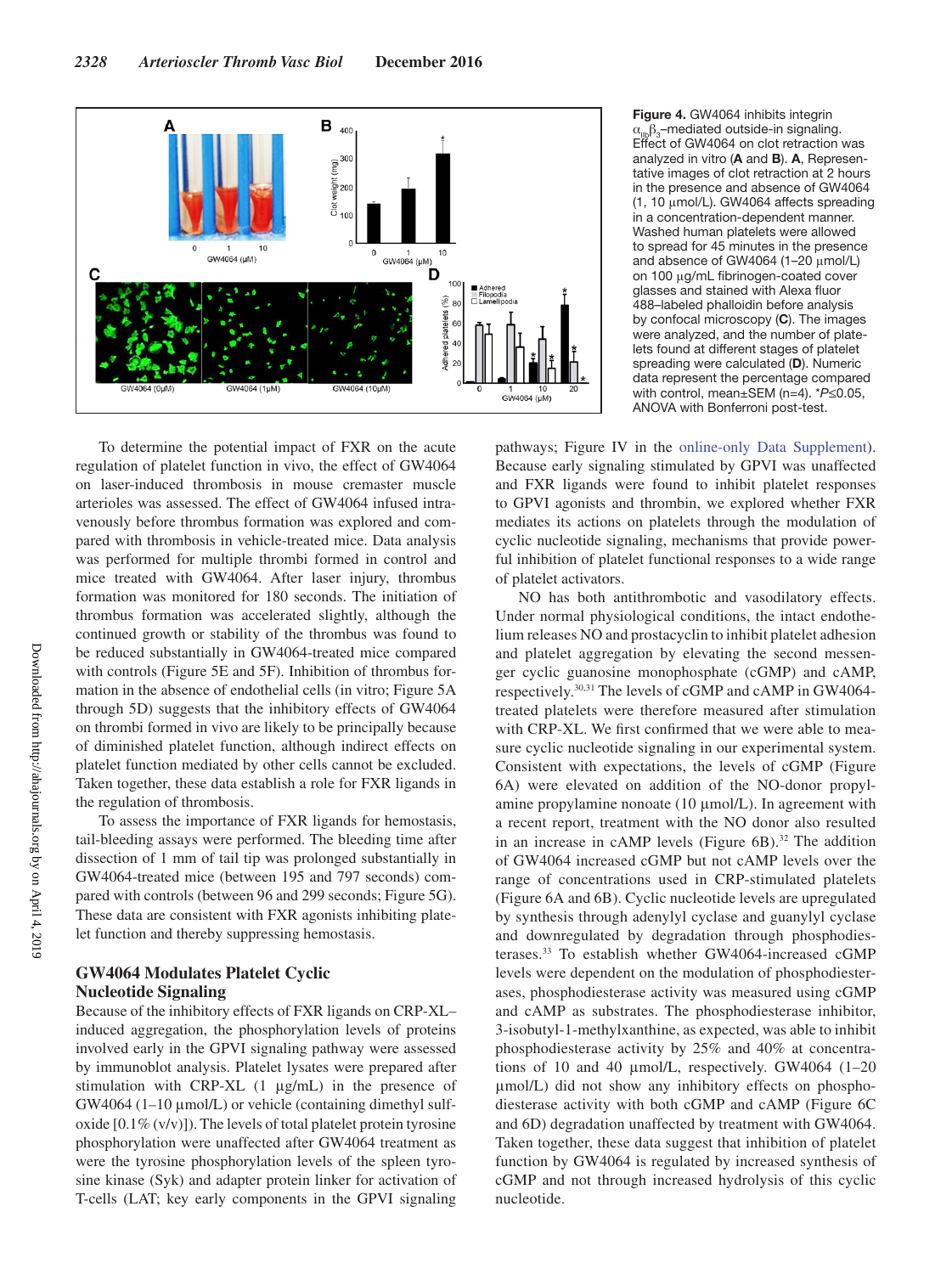**Figure 4.** GW4064 inhibits integrin $\alpha_{IIb}\beta_3$–mediated outside-in signaling. Effect of GW4064 on clot retraction was analyzed in vitro (**A** and **B**). **A**, Representative images of clot retraction at 2 hours in the presence and absence of GW4064 (1, 10 μmol/L). GW4064 affects spreading in a concentration-dependent manner. Washed human platelets were allowed to spread for 45 minutes in the presence and absence of GW4064 (1–20 μmol/L) on 100 μg/mL fibrinogen-coated cover glasses and stained with Alexa fluor 488–labeled phalloidin before analysis by confocal microscopy (**C**). The images were analyzed, and the number of platelets found at different stages of platelet spreading were calculated (**D**). Numeric data represent the percentage compared with control, mean±SEM (n=4). *P≤0.05, ANOVA with Bonferroni post-test.

To determine the potential impact of FXR on the acute regulation of platelet function in vivo, the effect of GW4064 on laser-induced thrombosis in mouse cremaster muscle arterioles was assessed. The effect of GW4064 infused intravenously before thrombus formation was explored and compared with thrombosis in vehicle-treated mice. Data analysis was performed for multiple thrombi formed in control and mice treated with GW4064. After laser injury, thrombus formation was monitored for 180 seconds. The initiation of thrombus formation was accelerated slightly, although the continued growth or stability of the thrombus was found to be reduced substantially in GW4064-treated mice compared with controls (Figure 5E and 5F). Inhibition of thrombus formation in the absence of endothelial cells (in vitro; Figure 5A through 5D) suggests that the inhibitory effects of GW4064 on thrombi formed in vivo are likely to be principally because of diminished platelet function, although indirect effects on platelet function mediated by other cells cannot be excluded. Taken together, these data establish a role for FXR ligands in the regulation of thrombosis.

To assess the importance of FXR ligands for hemostasis, tail-bleeding assays were performed. The bleeding time after dissection of 1 mm of tail tip was prolonged substantially in GW4064-treated mice (between 195 and 797 seconds) compared with controls (between 96 and 299 seconds; Figure 5G). These data are consistent with FXR agonists inhibiting platelet function and thereby suppressing hemostasis.

### GW4064 Modulates Platelet Cyclic Nucleotide Signaling

Because of the inhibitory effects of FXR ligands on CRP-XL–induced aggregation, the phosphorylation levels of proteins involved early in the GPVI signaling pathway were assessed by immunoblot analysis. Platelet lysates were prepared after stimulation with CRP-XL (1 μg/mL) in the presence of GW4064 (1–10 μmol/L) or vehicle (containing dimethyl sulfoxide [0.1% (v/v)]). The levels of total platelet protein tyrosine phosphorylation were unaffected after GW4064 treatment as were the tyrosine phosphorylation levels of the spleen tyrosine kinase (Syk) and adapter protein linker for activation of T-cells (LAT; key early components in the GPVI signaling pathways; Figure IV in the online-only Data Supplement). Because early signaling stimulated by GPVI was unaffected and FXR ligands were found to inhibit platelet responses to GPVI agonists and thrombin, we explored whether FXR mediates its actions on platelets through the modulation of cyclic nucleotide signaling, mechanisms that provide powerful inhibition of platelet functional responses to a wide range of platelet activators.

NO has both antithrombotic and vasodilatory effects. Under normal physiological conditions, the intact endothelium releases NO and prostacyclin to inhibit platelet adhesion and platelet aggregation by elevating the second messenger cyclic guanosine monophosphate (cGMP) and cAMP, respectively.[30,31] The levels of cGMP and cAMP in GW4064-treated platelets were therefore measured after stimulation with CRP-XL. We first confirmed that we were able to measure cyclic nucleotide signaling in our experimental system. Consistent with expectations, the levels of cGMP (Figure 6A) were elevated on addition of the NO-donor propylamine propylamine nonoate (10 μmol/L). In agreement with a recent report, treatment with the NO donor also resulted in an increase in cAMP levels (Figure 6B).[32] The addition of GW4064 increased cGMP but not cAMP levels over the range of concentrations used in CRP-stimulated platelets (Figure 6A and 6B). Cyclic nucleotide levels are upregulated by synthesis through adenylyl cyclase and guanylyl cyclase and downregulated by degradation through phosphodiesterases.[33] To establish whether GW4064-increased cGMP levels were dependent on the modulation of phosphodiesterases, phosphodiesterase activity was measured using cGMP and cAMP as substrates. The phosphodiesterase inhibitor, 3-isobutyl-1-methylxanthine, as expected, was able to inhibit phosphodiesterase activity by 25% and 40% at concentrations of 10 and 40 μmol/L, respectively. GW4064 (1–20 μmol/L) did not show any inhibitory effects on phosphodiesterase activity with both cGMP and cAMP (Figure 6C and 6D) degradation unaffected by treatment with GW4064. Taken together, these data suggest that inhibition of platelet function by GW4064 is regulated by increased synthesis of cGMP and not through increased hydrolysis of this cyclic nucleotide.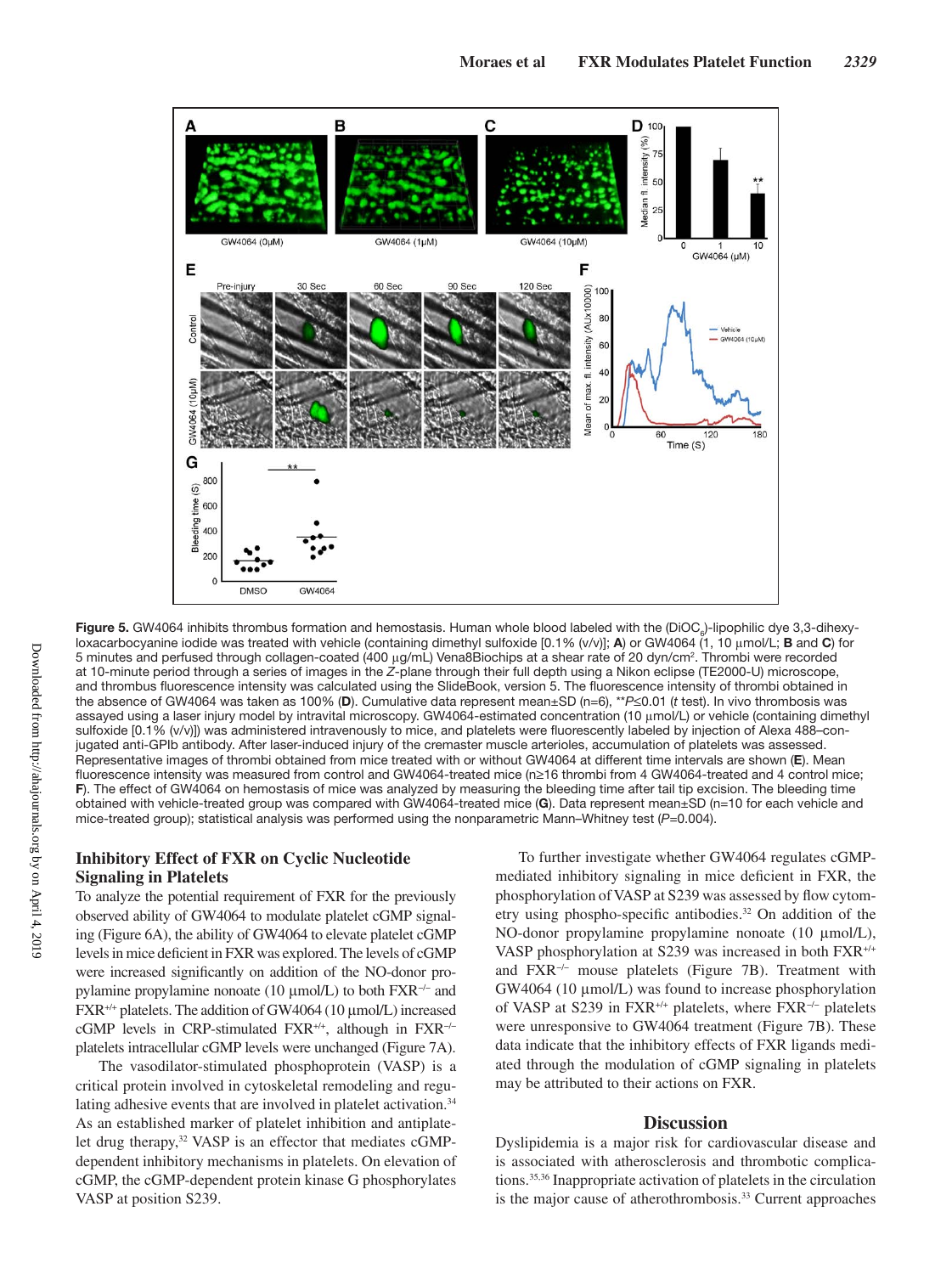**Figure 5.** GW4064 inhibits thrombus formation and hemostasis. Human whole blood labeled with the ($DiOC_6$)-lipophilic dye 3,3-dihexyloxacarbocyanine iodide was treated with vehicle (containing dimethyl sulfoxide [0.1% (v/v)]; **A**) or GW4064 (1, 10 µmol/L; **B** and **C**) for 5 minutes and perfused through collagen-coated (400 µg/mL) Vena8Biochips at a shear rate of 20 dyn/cm². Thrombi were recorded at 10-minute period through a series of images in the *Z*-plane through their full depth using a Nikon eclipse (TE2000-U) microscope, and thrombus fluorescence intensity was calculated using the SlideBook, version 5. The fluorescence intensity of thrombi obtained in the absence of GW4064 was taken as 100% (**D**). Cumulative data represent mean±SD (n=6), $^{**}P \leq 0.01$ (*t* test). In vivo thrombosis was assayed using a laser injury model by intravital microscopy. GW4064-estimated concentration (10 µmol/L) or vehicle (containing dimethyl sulfoxide [0.1% (v/v)]) was administered intravenously to mice, and platelets were fluorescently labeled by injection of Alexa 488–conjugated anti-GPIb antibody. After laser-induced injury of the cremaster muscle arterioles, accumulation of platelets was assessed. Representative images of thrombi obtained from mice treated with or without GW4064 at different time intervals are shown (**E**). Mean fluorescence intensity was measured from control and GW4064-treated mice (n≥16 thrombi from 4 GW4064-treated and 4 control mice; **F**). The effect of GW4064 on hemostasis of mice was analyzed by measuring the bleeding time after tail tip excision. The bleeding time obtained with vehicle-treated group was compared with GW4064-treated mice (**G**). Data represent mean±SD (n=10 for each vehicle and mice-treated group); statistical analysis was performed using the nonparametric Mann–Whitney test ($P$=0.004).

### Inhibitory Effect of FXR on Cyclic Nucleotide Signaling in Platelets

To analyze the potential requirement of FXR for the previously observed ability of GW4064 to modulate platelet cGMP signaling (Figure 6A), the ability of GW4064 to elevate platelet cGMP levels in mice deficient in FXR was explored. The levels of cGMP were increased significantly on addition of the NO-donor propylamine propylamine nonoate (10 µmol/L) to both $FXR^{-/-}$ and $FXR^{+/+}$ platelets. The addition of GW4064 (10 µmol/L) increased cGMP levels in CRP-stimulated $FXR^{+/+}$, although in $FXR^{-/-}$ platelets intracellular cGMP levels were unchanged (Figure 7A).

The vasodilator-stimulated phosphoprotein (VASP) is a critical protein involved in cytoskeletal remodeling and regulating adhesive events that are involved in platelet activation.[34] As an established marker of platelet inhibition and antiplatelet drug therapy,[32] VASP is an effector that mediates cGMP-dependent inhibitory mechanisms in platelets. On elevation of cGMP, the cGMP-dependent protein kinase G phosphorylates VASP at position S239.

To further investigate whether GW4064 regulates cGMP-mediated inhibitory signaling in mice deficient in FXR, the phosphorylation of VASP at S239 was assessed by flow cytometry using phospho-specific antibodies.[32] On addition of the NO-donor propylamine propylamine nonoate (10 µmol/L), VASP phosphorylation at S239 was increased in both $FXR^{+/+}$ and $FXR^{-/-}$ mouse platelets (Figure 7B). Treatment with GW4064 (10 µmol/L) was found to increase phosphorylation of VASP at S239 in $FXR^{+/+}$ platelets, where $FXR^{-/-}$ platelets were unresponsive to GW4064 treatment (Figure 7B). These data indicate that the inhibitory effects of FXR ligands mediated through the modulation of cGMP signaling in platelets may be attributed to their actions on FXR.

## Discussion

Dyslipidemia is a major risk for cardiovascular disease and is associated with atherosclerosis and thrombotic complications.[35,36] Inappropriate activation of platelets in the circulation is the major cause of atherothrombosis.[33] Current approaches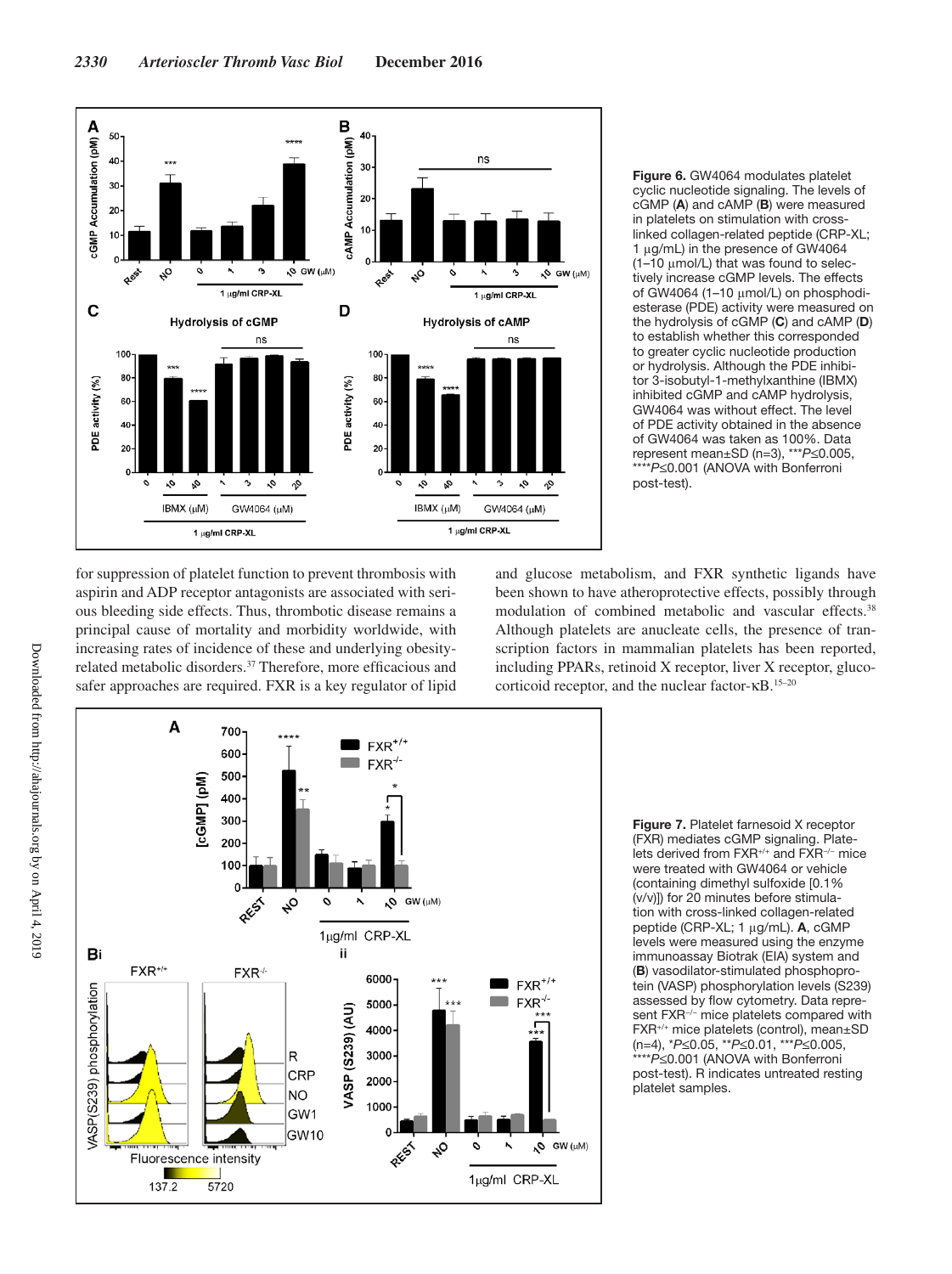**Figure 6.** GW4064 modulates platelet cyclic nucleotide signaling. The levels of cGMP (**A**) and cAMP (**B**) were measured in platelets on stimulation with cross-linked collagen-related peptide (CRP-XL; 1 μg/mL) in the presence of GW4064 (1–10 μmol/L) that was found to selectively increase cGMP levels. The effects of GW4064 (1–10 μmol/L) on phosphodiesterase (PDE) activity were measured on the hydrolysis of cGMP (**C**) and cAMP (**D**) to establish whether this corresponded to greater cyclic nucleotide production or hydrolysis. Although the PDE inhibitor 3-isobutyl-1-methylxanthine (IBMX) inhibited cGMP and cAMP hydrolysis, GW4064 was without effect. The level of PDE activity obtained in the absence of GW4064 was taken as 100%. Data represent mean±SD (n=3), ***$P \leq 0.005$, ****$P \leq 0.001$ (ANOVA with Bonferroni post-test).

for suppression of platelet function to prevent thrombosis with aspirin and ADP receptor antagonists are associated with serious bleeding side effects. Thus, thrombotic disease remains a principal cause of mortality and morbidity worldwide, with increasing rates of incidence of these and underlying obesity-related metabolic disorders.[37] Therefore, more efficacious and safer approaches are required. FXR is a key regulator of lipid and glucose metabolism, and FXR synthetic ligands have been shown to have atheroprotective effects, possibly through modulation of combined metabolic and vascular effects.[38] Although platelets are anucleate cells, the presence of transcription factors in mammalian platelets has been reported, including PPARs, retinoid X receptor, liver X receptor, glucocorticoid receptor, and the nuclear factor-κB.[15–20]

**Figure 7.** Platelet farnesoid X receptor (FXR) mediates cGMP signaling. Platelets derived from $FXR^{+/+}$ and $FXR^{-/-}$ mice were treated with GW4064 or vehicle (containing dimethyl sulfoxide [0.1% (v/v)]) for 20 minutes before stimulation with cross-linked collagen-related peptide (CRP-XL; 1 μg/mL). **A**, cGMP levels were measured using the enzyme immunoassay Biotrak (EIA) system and (**B**) vasodilator-stimulated phosphoprotein (VASP) phosphorylation levels (S239) assessed by flow cytometry. Data represent $FXR^{-/-}$ mice platelets compared with $FXR^{+/+}$ mice platelets (control), mean±SD (n=4), *$P \leq 0.05$, **$P \leq 0.01$, ***$P \leq 0.005$, ****$P \leq 0.001$ (ANOVA with Bonferroni post-test). R indicates untreated resting platelet samples.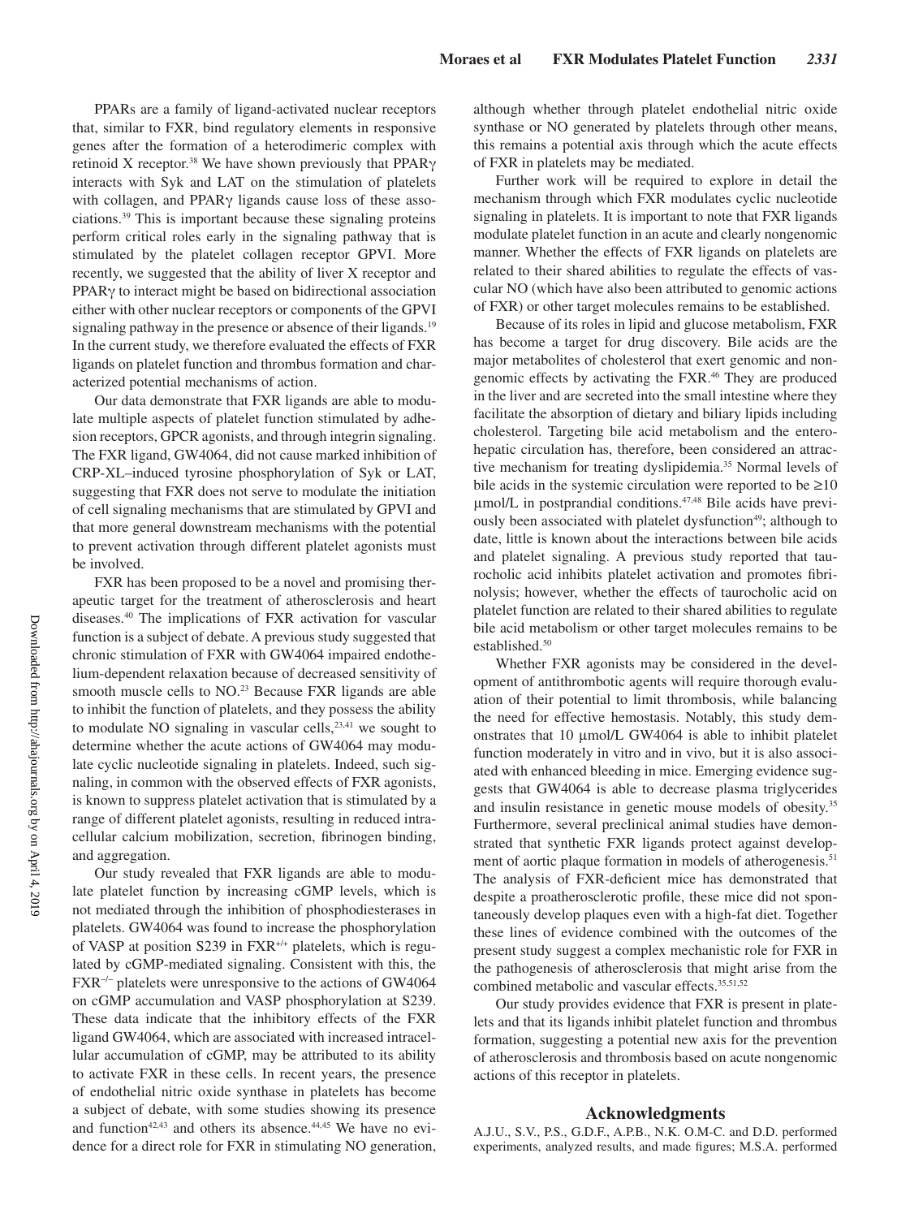PPARs are a family of ligand-activated nuclear receptors that, similar to FXR, bind regulatory elements in responsive genes after the formation of a heterodimeric complex with retinoid X receptor.[38] We have shown previously that PPARγ interacts with Syk and LAT on the stimulation of platelets with collagen, and PPARγ ligands cause loss of these associations.[39] This is important because these signaling proteins perform critical roles early in the signaling pathway that is stimulated by the platelet collagen receptor GPVI. More recently, we suggested that the ability of liver X receptor and PPARγ to interact might be based on bidirectional association either with other nuclear receptors or components of the GPVI signaling pathway in the presence or absence of their ligands.[19] In the current study, we therefore evaluated the effects of FXR ligands on platelet function and thrombus formation and characterized potential mechanisms of action.

Our data demonstrate that FXR ligands are able to modulate multiple aspects of platelet function stimulated by adhesion receptors, GPCR agonists, and through integrin signaling. The FXR ligand, GW4064, did not cause marked inhibition of CRP-XL–induced tyrosine phosphorylation of Syk or LAT, suggesting that FXR does not serve to modulate the initiation of cell signaling mechanisms that are stimulated by GPVI and that more general downstream mechanisms with the potential to prevent activation through different platelet agonists must be involved.

FXR has been proposed to be a novel and promising therapeutic target for the treatment of atherosclerosis and heart diseases.[40] The implications of FXR activation for vascular function is a subject of debate. A previous study suggested that chronic stimulation of FXR with GW4064 impaired endothelium-dependent relaxation because of decreased sensitivity of smooth muscle cells to NO.[23] Because FXR ligands are able to inhibit the function of platelets, and they possess the ability to modulate NO signaling in vascular cells,[23,41] we sought to determine whether the acute actions of GW4064 may modulate cyclic nucleotide signaling in platelets. Indeed, such signaling, in common with the observed effects of FXR agonists, is known to suppress platelet activation that is stimulated by a range of different platelet agonists, resulting in reduced intracellular calcium mobilization, secretion, fibrinogen binding, and aggregation.

Our study revealed that FXR ligands are able to modulate platelet function by increasing cGMP levels, which is not mediated through the inhibition of phosphodiesterases in platelets. GW4064 was found to increase the phosphorylation of VASP at position S239 in $FXR^{+/+}$ platelets, which is regulated by cGMP-mediated signaling. Consistent with this, the $FXR^{-/-}$ platelets were unresponsive to the actions of GW4064 on cGMP accumulation and VASP phosphorylation at S239. These data indicate that the inhibitory effects of the FXR ligand GW4064, which are associated with increased intracellular accumulation of cGMP, may be attributed to its ability to activate FXR in these cells. In recent years, the presence of endothelial nitric oxide synthase in platelets has become a subject of debate, with some studies showing its presence and function[42,43] and others its absence.[44,45] We have no evidence for a direct role for FXR in stimulating NO generation, although whether through platelet endothelial nitric oxide synthase or NO generated by platelets through other means, this remains a potential axis through which the acute effects of FXR in platelets may be mediated.

Further work will be required to explore in detail the mechanism through which FXR modulates cyclic nucleotide signaling in platelets. It is important to note that FXR ligands modulate platelet function in an acute and clearly nongenomic manner. Whether the effects of FXR ligands on platelets are related to their shared abilities to regulate the effects of vascular NO (which have also been attributed to genomic actions of FXR) or other target molecules remains to be established.

Because of its roles in lipid and glucose metabolism, FXR has become a target for drug discovery. Bile acids are the major metabolites of cholesterol that exert genomic and nongenomic effects by activating the FXR.[46] They are produced in the liver and are secreted into the small intestine where they facilitate the absorption of dietary and biliary lipids including cholesterol. Targeting bile acid metabolism and the enterohepatic circulation has, therefore, been considered an attractive mechanism for treating dyslipidemia.[35] Normal levels of bile acids in the systemic circulation were reported to be ≥10 μmol/L in postprandial conditions.[47,48] Bile acids have previously been associated with platelet dysfunction[49]; although to date, little is known about the interactions between bile acids and platelet signaling. A previous study reported that taurocholic acid inhibits platelet activation and promotes fibrinolysis; however, whether the effects of taurocholic acid on platelet function are related to their shared abilities to regulate bile acid metabolism or other target molecules remains to be established.[50]

Whether FXR agonists may be considered in the development of antithrombotic agents will require thorough evaluation of their potential to limit thrombosis, while balancing the need for effective hemostasis. Notably, this study demonstrates that 10 μmol/L GW4064 is able to inhibit platelet function moderately in vitro and in vivo, but it is also associated with enhanced bleeding in mice. Emerging evidence suggests that GW4064 is able to decrease plasma triglycerides and insulin resistance in genetic mouse models of obesity.[35] Furthermore, several preclinical animal studies have demonstrated that synthetic FXR ligands protect against development of aortic plaque formation in models of atherogenesis.[51] The analysis of FXR-deficient mice has demonstrated that despite a proatherosclerotic profile, these mice did not spontaneously develop plaques even with a high-fat diet. Together these lines of evidence combined with the outcomes of the present study suggest a complex mechanistic role for FXR in the pathogenesis of atherosclerosis that might arise from the combined metabolic and vascular effects.[35,51,52]

Our study provides evidence that FXR is present in platelets and that its ligands inhibit platelet function and thrombus formation, suggesting a potential new axis for the prevention of atherosclerosis and thrombosis based on acute nongenomic actions of this receptor in platelets.

## Acknowledgments

A.J.U., S.V., P.S., G.D.F., A.P.B., N.K. O.M-C. and D.D. performed experiments, analyzed results, and made figures; M.S.A. performed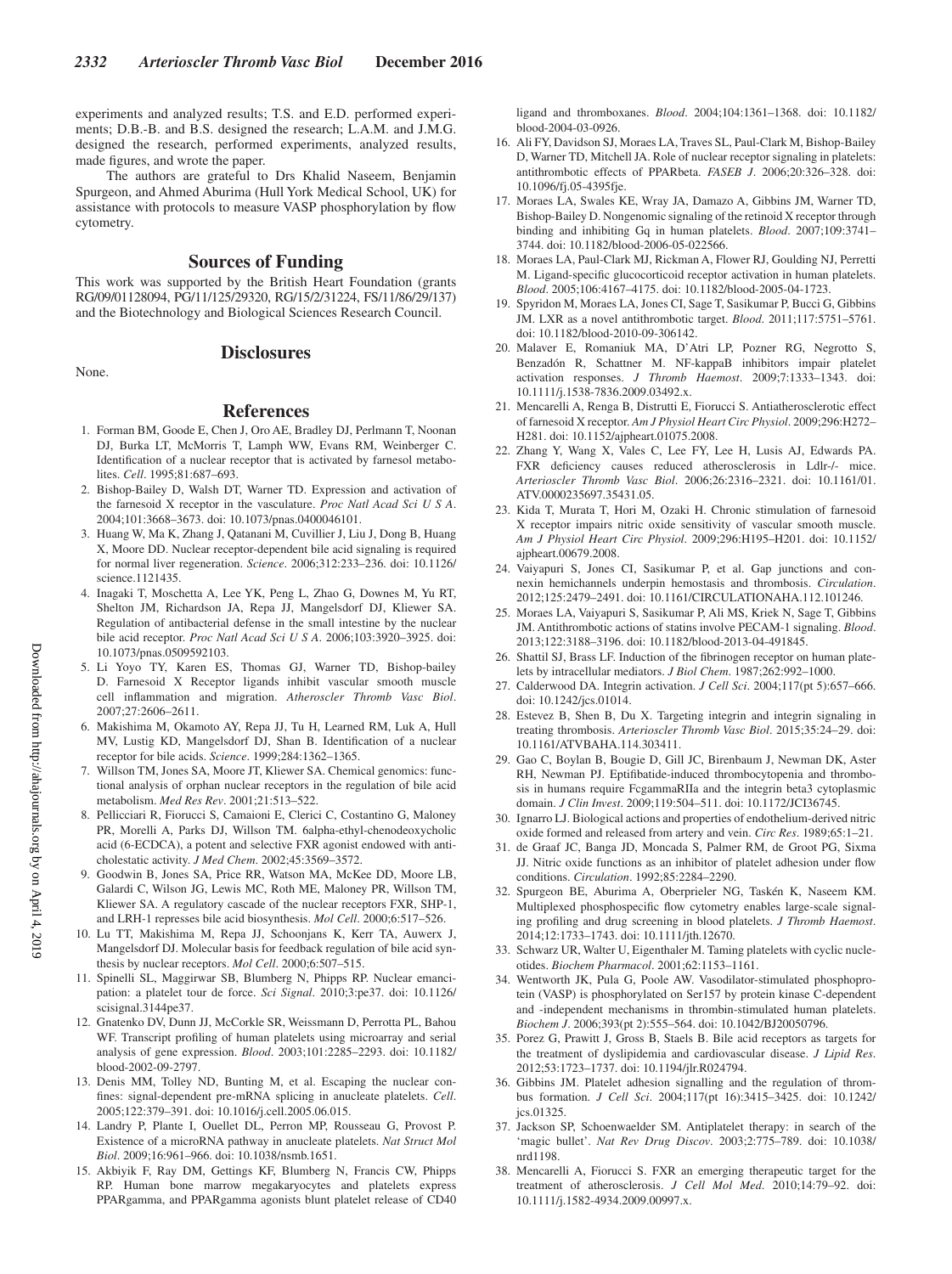experiments and analyzed results; T.S. and E.D. performed experiments; D.B.-B. and B.S. designed the research; L.A.M. and J.M.G. designed the research, performed experiments, analyzed results, made figures, and wrote the paper.

The authors are grateful to Drs Khalid Naseem, Benjamin Spurgeon, and Ahmed Aburima (Hull York Medical School, UK) for assistance with protocols to measure VASP phosphorylation by flow cytometry.

## Sources of Funding

This work was supported by the British Heart Foundation (grants RG/09/01128094, PG/11/125/29320, RG/15/2/31224, FS/11/86/29/137) and the Biotechnology and Biological Sciences Research Council.

## Disclosures

None.

## References

1. Forman BM, Goode E, Chen J, Oro AE, Bradley DJ, Perlmann T, Noonan DJ, Burka LT, McMorris T, Lamph WW, Evans RM, Weinberger C. Identification of a nuclear receptor that is activated by farnesol metabolites. *Cell*. 1995;81:687–693.
2. Bishop-Bailey D, Walsh DT, Warner TD. Expression and activation of the farnesoid X receptor in the vasculature. *Proc Natl Acad Sci U S A*. 2004;101:3668–3673. doi: 10.1073/pnas.0400046101.
3. Huang W, Ma K, Zhang J, Qatanani M, Cuvillier J, Liu J, Dong B, Huang X, Moore DD. Nuclear receptor-dependent bile acid signaling is required for normal liver regeneration. *Science*. 2006;312:233–236. doi: 10.1126/science.1121435.
4. Inagaki T, Moschetta A, Lee YK, Peng L, Zhao G, Downes M, Yu RT, Shelton JM, Richardson JA, Repa JJ, Mangelsdorf DJ, Kliewer SA. Regulation of antibacterial defense in the small intestine by the nuclear bile acid receptor. *Proc Natl Acad Sci U S A*. 2006;103:3920–3925. doi: 10.1073/pnas.0509592103.
5. Li Yoyo TY, Karen ES, Thomas GJ, Warner TD, Bishop-bailey D. Farnesoid X Receptor ligands inhibit vascular smooth muscle cell inflammation and migration. *Atheroscler Thromb Vasc Biol*. 2007;27:2606–2611.
6. Makishima M, Okamoto AY, Repa JJ, Tu H, Learned RM, Luk A, Hull MV, Lustig KD, Mangelsdorf DJ, Shan B. Identification of a nuclear receptor for bile acids. *Science*. 1999;284:1362–1365.
7. Willson TM, Jones SA, Moore JT, Kliewer SA. Chemical genomics: functional analysis of orphan nuclear receptors in the regulation of bile acid metabolism. *Med Res Rev*. 2001;21:513–522.
8. Pellicciari R, Fiorucci S, Camaioni E, Clerici C, Costantino G, Maloney PR, Morelli A, Parks DJ, Willson TM. 6alpha-ethyl-chenodeoxycholic acid (6-ECDCA), a potent and selective FXR agonist endowed with anticholestatic activity. *J Med Chem*. 2002;45:3569–3572.
9. Goodwin B, Jones SA, Price RR, Watson MA, McKee DD, Moore LB, Galardi C, Wilson JG, Lewis MC, Roth ME, Maloney PR, Willson TM, Kliewer SA. A regulatory cascade of the nuclear receptors FXR, SHP-1, and LRH-1 represses bile acid biosynthesis. *Mol Cell*. 2000;6:517–526.
10. Lu TT, Makishima M, Repa JJ, Schoonjans K, Kerr TA, Auwerx J, Mangelsdorf DJ. Molecular basis for feedback regulation of bile acid synthesis by nuclear receptors. *Mol Cell*. 2000;6:507–515.
11. Spinelli SL, Maggirwar SB, Blumberg N, Phipps RP. Nuclear emancipation: a platelet tour de force. *Sci Signal*. 2010;3:pe37. doi: 10.1126/scisignal.3144pe37.
12. Gnatenko DV, Dunn JJ, McCorkle SR, Weissmann D, Perrotta PL, Bahou WF. Transcript profiling of human platelets using microarray and serial analysis of gene expression. *Blood*. 2003;101:2285–2293. doi: 10.1182/blood-2002-09-2797.
13. Denis MM, Tolley ND, Bunting M, et al. Escaping the nuclear confines: signal-dependent pre-mRNA splicing in anucleate platelets. *Cell*. 2005;122:379–391. doi: 10.1016/j.cell.2005.06.015.
14. Landry P, Plante I, Ouellet DL, Perron MP, Rousseau G, Provost P. Existence of a microRNA pathway in anucleate platelets. *Nat Struct Mol Biol*. 2009;16:961–966. doi: 10.1038/nsmb.1651.
15. Akbiyik F, Ray DM, Gettings KF, Blumberg N, Francis CW, Phipps RP. Human bone marrow megakaryocytes and platelets express PPARgamma, and PPARgamma agonists blunt platelet release of CD40 ligand and thromboxanes. *Blood*. 2004;104:1361–1368. doi: 10.1182/blood-2004-03-0926.
16. Ali FY, Davidson SJ, Moraes LA, Traves SL, Paul-Clark M, Bishop-Bailey D, Warner TD, Mitchell JA. Role of nuclear receptor signaling in platelets: antithrombotic effects of PPARbeta. *FASEB J*. 2006;20:326–328. doi: 10.1096/fj.05-4395fje.
17. Moraes LA, Swales KE, Wray JA, Damazo A, Gibbins JM, Warner TD, Bishop-Bailey D. Nongenomic signaling of the retinoid X receptor through binding and inhibiting Gq in human platelets. *Blood*. 2007;109:3741–3744. doi: 10.1182/blood-2006-05-022566.
18. Moraes LA, Paul-Clark MJ, Rickman A, Flower RJ, Goulding NJ, Perretti M. Ligand-specific glucocorticoid receptor activation in human platelets. *Blood*. 2005;106:4167–4175. doi: 10.1182/blood-2005-04-1723.
19. Spyridon M, Moraes LA, Jones CI, Sage T, Sasikumar P, Bucci G, Gibbins JM. LXR as a novel antithrombotic target. *Blood*. 2011;117:5751–5761. doi: 10.1182/blood-2010-09-306142.
20. Malaver E, Romaniuk MA, D'Atri LP, Pozner RG, Negrotto S, Benzadón R, Schattner M. NF-kappaB inhibitors impair platelet activation responses. *J Thromb Haemost*. 2009;7:1333–1343. doi: 10.1111/j.1538-7836.2009.03492.x.
21. Mencarelli A, Renga B, Distrutti E, Fiorucci S. Antiatherosclerotic effect of farnesoid X receptor. *Am J Physiol Heart Circ Physiol*. 2009;296:H272–H281. doi: 10.1152/ajpheart.01075.2008.
22. Zhang Y, Wang X, Vales C, Lee FY, Lee H, Lusis AJ, Edwards PA. FXR deficiency causes reduced atherosclerosis in Ldlr-/- mice. *Arterioscler Thromb Vasc Biol*. 2006;26:2316–2321. doi: 10.1161/01.ATV.0000235697.35431.05.
23. Kida T, Murata T, Hori M, Ozaki H. Chronic stimulation of farnesoid X receptor impairs nitric oxide sensitivity of vascular smooth muscle. *Am J Physiol Heart Circ Physiol*. 2009;296:H195–H201. doi: 10.1152/ajpheart.00679.2008.
24. Vaiyapuri S, Jones CI, Sasikumar P, et al. Gap junctions and connexin hemichannels underpin hemostasis and thrombosis. *Circulation*. 2012;125:2479–2491. doi: 10.1161/CIRCULATIONAHA.112.101246.
25. Moraes LA, Vaiyapuri S, Sasikumar P, Ali MS, Kriek N, Sage T, Gibbins JM. Antithrombotic actions of statins involve PECAM-1 signaling. *Blood*. 2013;122:3188–3196. doi: 10.1182/blood-2013-04-491845.
26. Shattil SJ, Brass LF. Induction of the fibrinogen receptor on human platelets by intracellular mediators. *J Biol Chem*. 1987;262:992–1000.
27. Calderwood DA. Integrin activation. *J Cell Sci*. 2004;117(pt 5):657–666. doi: 10.1242/jcs.01014.
28. Estevez B, Shen B, Du X. Targeting integrin and integrin signaling in treating thrombosis. *Arterioscler Thromb Vasc Biol*. 2015;35:24–29. doi: 10.1161/ATVBAHA.114.303411.
29. Gao C, Boylan B, Bougie D, Gill JC, Birenbaum J, Newman DK, Aster RH, Newman PJ. Eptifibatide-induced thrombocytopenia and thrombosis in humans require FcgammaRIIa and the integrin beta3 cytoplasmic domain. *J Clin Invest*. 2009;119:504–511. doi: 10.1172/JCI36745.
30. Ignarro LJ. Biological actions and properties of endothelium-derived nitric oxide formed and released from artery and vein. *Circ Res*. 1989;65:1–21.
31. de Graaf JC, Banga JD, Moncada S, Palmer RM, de Groot PG, Sixma JJ. Nitric oxide functions as an inhibitor of platelet adhesion under flow conditions. *Circulation*. 1992;85:2284–2290.
32. Spurgeon BE, Aburima A, Oberprieler NG, Taskén K, Naseem KM. Multiplexed phosphospecific flow cytometry enables large-scale signaling profiling and drug screening in blood platelets. *J Thromb Haemost*. 2014;12:1733–1743. doi: 10.1111/jth.12670.
33. Schwarz UR, Walter U, Eigenthaler M. Taming platelets with cyclic nucleotides. *Biochem Pharmacol*. 2001;62:1153–1161.
34. Wentworth JK, Pula G, Poole AW. Vasodilator-stimulated phosphoprotein (VASP) is phosphorylated on Ser157 by protein kinase C-dependent and -independent mechanisms in thrombin-stimulated human platelets. *Biochem J*. 2006;393(pt 2):555–564. doi: 10.1042/BJ20050796.
35. Porez G, Prawitt J, Gross B, Staels B. Bile acid receptors as targets for the treatment of dyslipidemia and cardiovascular disease. *J Lipid Res*. 2012;53:1723–1737. doi: 10.1194/jlr.R024794.
36. Gibbins JM. Platelet adhesion signalling and the regulation of thrombus formation. *J Cell Sci*. 2004;117(pt 16):3415–3425. doi: 10.1242/jcs.01325.
37. Jackson SP, Schoenwaelder SM. Antiplatelet therapy: in search of the 'magic bullet'. *Nat Rev Drug Discov*. 2003;2:775–789. doi: 10.1038/nrd1198.
38. Mencarelli A, Fiorucci S. FXR an emerging therapeutic target for the treatment of atherosclerosis. *J Cell Mol Med*. 2010;14:79–92. doi: 10.1111/j.1582-4934.2009.00997.x.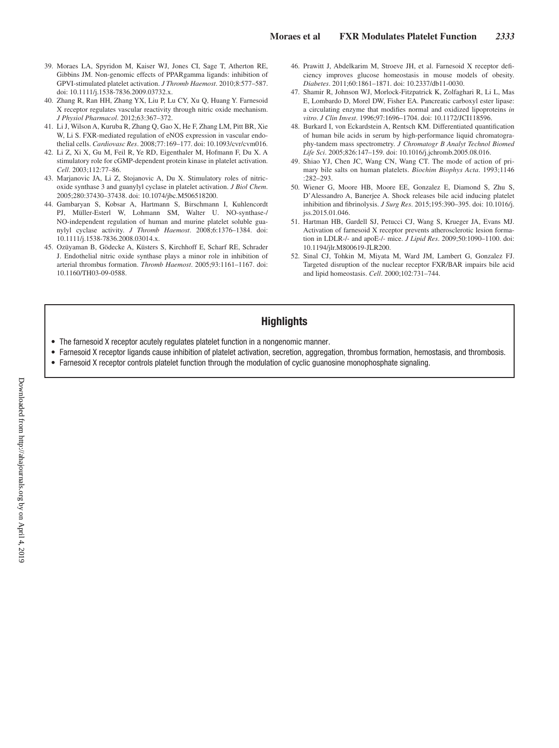39. Moraes LA, Spyridon M, Kaiser WJ, Jones CI, Sage T, Atherton RE, Gibbins JM. Non-genomic effects of PPARgamma ligands: inhibition of GPVI-stimulated platelet activation. *J Thromb Haemost*. 2010;8:577–587. doi: 10.1111/j.1538-7836.2009.03732.x.
40. Zhang R, Ran HH, Zhang YX, Liu P, Lu CY, Xu Q, Huang Y. Farnesoid X receptor regulates vascular reactivity through nitric oxide mechanism. *J Physiol Pharmacol*. 2012;63:367–372.
41. Li J, Wilson A, Kuruba R, Zhang Q, Gao X, He F, Zhang LM, Pitt BR, Xie W, Li S. FXR-mediated regulation of eNOS expression in vascular endothelial cells. *Cardiovasc Res*. 2008;77:169–177. doi: 10.1093/cvr/cvm016.
42. Li Z, Xi X, Gu M, Feil R, Ye RD, Eigenthaler M, Hofmann F, Du X. A stimulatory role for cGMP-dependent protein kinase in platelet activation. *Cell*. 2003;112:77–86.
43. Marjanovic JA, Li Z, Stojanovic A, Du X. Stimulatory roles of nitric-oxide synthase 3 and guanylyl cyclase in platelet activation. *J Biol Chem*. 2005;280:37430–37438. doi: 10.1074/jbc.M506518200.
44. Gambaryan S, Kobsar A, Hartmann S, Birschmann I, Kuhlencordt PJ, Müller-Esterl W, Lohmann SM, Walter U. NO-synthase-/NO-independent regulation of human and murine platelet soluble guanylyl cyclase activity. *J Thromb Haemost*. 2008;6:1376–1384. doi: 10.1111/j.1538-7836.2008.03014.x.
45. Ozüyaman B, Gödecke A, Küsters S, Kirchhoff E, Scharf RE, Schrader J. Endothelial nitric oxide synthase plays a minor role in inhibition of arterial thrombus formation. *Thromb Haemost*. 2005;93:1161–1167. doi: 10.1160/TH03-09-0588.
46. Prawitt J, Abdelkarim M, Stroeve JH, et al. Farnesoid X receptor deficiency improves glucose homeostasis in mouse models of obesity. *Diabetes*. 2011;60:1861–1871. doi: 10.2337/db11-0030.
47. Shamir R, Johnson WJ, Morlock-Fitzpatrick K, Zolfaghari R, Li L, Mas E, Lombardo D, Morel DW, Fisher EA. Pancreatic carboxyl ester lipase: a circulating enzyme that modifies normal and oxidized lipoproteins *in vitro*. *J Clin Invest*. 1996;97:1696–1704. doi: 10.1172/JCI118596.
48. Burkard I, von Eckardstein A, Rentsch KM. Differentiated quantification of human bile acids in serum by high-performance liquid chromatography-tandem mass spectrometry. *J Chromatogr B Analyt Technol Biomed Life Sci*. 2005;826:147–159. doi: 10.1016/j.jchromb.2005.08.016.
49. Shiao YJ, Chen JC, Wang CN, Wang CT. The mode of action of primary bile salts on human platelets. *Biochim Biophys Acta*. 1993;1146:282–293.
50. Wiener G, Moore HB, Moore EE, Gonzalez E, Diamond S, Zhu S, D'Alessandro A, Banerjee A. Shock releases bile acid inducing platelet inhibition and fibrinolysis. *J Surg Res*. 2015;195:390–395. doi: 10.1016/j.jss.2015.01.046.
51. Hartman HB, Gardell SJ, Petucci CJ, Wang S, Krueger JA, Evans MJ. Activation of farnesoid X receptor prevents atherosclerotic lesion formation in LDLR-/- and apoE-/- mice. *J Lipid Res*. 2009;50:1090–1100. doi: 10.1194/jlr.M800619-JLR200.
52. Sinal CJ, Tohkin M, Miyata M, Ward JM, Lambert G, Gonzalez FJ. Targeted disruption of the nuclear receptor FXR/BAR impairs bile acid and lipid homeostasis. *Cell*. 2000;102:731–744.

## Highlights

- The farnesoid X receptor acutely regulates platelet function in a nongenomic manner.
- Farnesoid X receptor ligands cause inhibition of platelet activation, secretion, aggregation, thrombus formation, hemostasis, and thrombosis.
- Farnesoid X receptor controls platelet function through the modulation of cyclic guanosine monophosphate signaling.